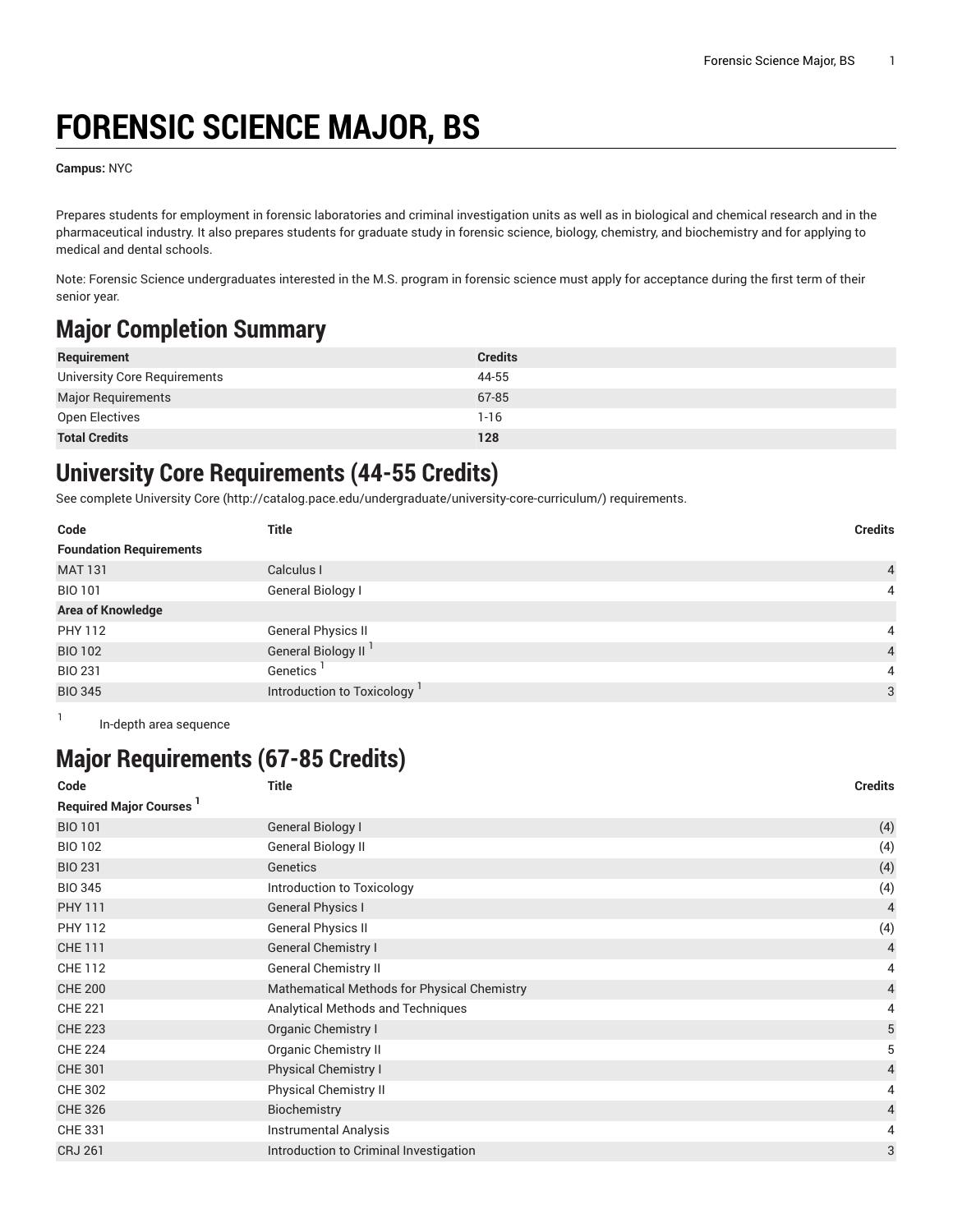# FORENSIC SCIENCE MAJOR, BS

**Campus:** NYC

Prepares students for employment in forensic laboratories and criminal investigation units as well as in biological and chemical research and in the pharmaceutical industry. It also prepares students for graduate study in forensic science, biology, chemistry, and biochemistry and for applying to medical and dental schools.

Note: Forensic Science undergraduates interested in the M.S. program in forensic science must apply for acceptance during the first term of their senior year.

## Major Completion Summary

| Requirement | Credits |
|---|---|
| University Core Requirements | 44-55 |
| Major Requirements | 67-85 |
| Open Electives | 1-16 |
| **Total Credits** | **128** |

## University Core Requirements (44-55 Credits)

See complete University Core (http://catalog.pace.edu/undergraduate/university-core-curriculum/) requirements.

| Code | Title | Credits |
|---|---|---|
| **Foundation Requirements** | | |
| MAT 131 | Calculus I | 4 |
| BIO 101 | General Biology I | 4 |
| **Area of Knowledge** | | |
| PHY 112 | General Physics II | 4 |
| BIO 102 | General Biology II [1] | 4 |
| BIO 231 | Genetics [1] | 4 |
| BIO 345 | Introduction to Toxicology [1] | 3 |

1 In-depth area sequence

## Major Requirements (67-85 Credits)

| Code | Title | Credits |
|---|---|---|
| **Required Major Courses [1]** | | |
| BIO 101 | General Biology I | (4) |
| BIO 102 | General Biology II | (4) |
| BIO 231 | Genetics | (4) |
| BIO 345 | Introduction to Toxicology | (4) |
| PHY 111 | General Physics I | 4 |
| PHY 112 | General Physics II | (4) |
| CHE 111 | General Chemistry I | 4 |
| CHE 112 | General Chemistry II | 4 |
| CHE 200 | Mathematical Methods for Physical Chemistry | 4 |
| CHE 221 | Analytical Methods and Techniques | 4 |
| CHE 223 | Organic Chemistry I | 5 |
| CHE 224 | Organic Chemistry II | 5 |
| CHE 301 | Physical Chemistry I | 4 |
| CHE 302 | Physical Chemistry II | 4 |
| CHE 326 | Biochemistry | 4 |
| CHE 331 | Instrumental Analysis | 4 |
| CRJ 261 | Introduction to Criminal Investigation | 3 |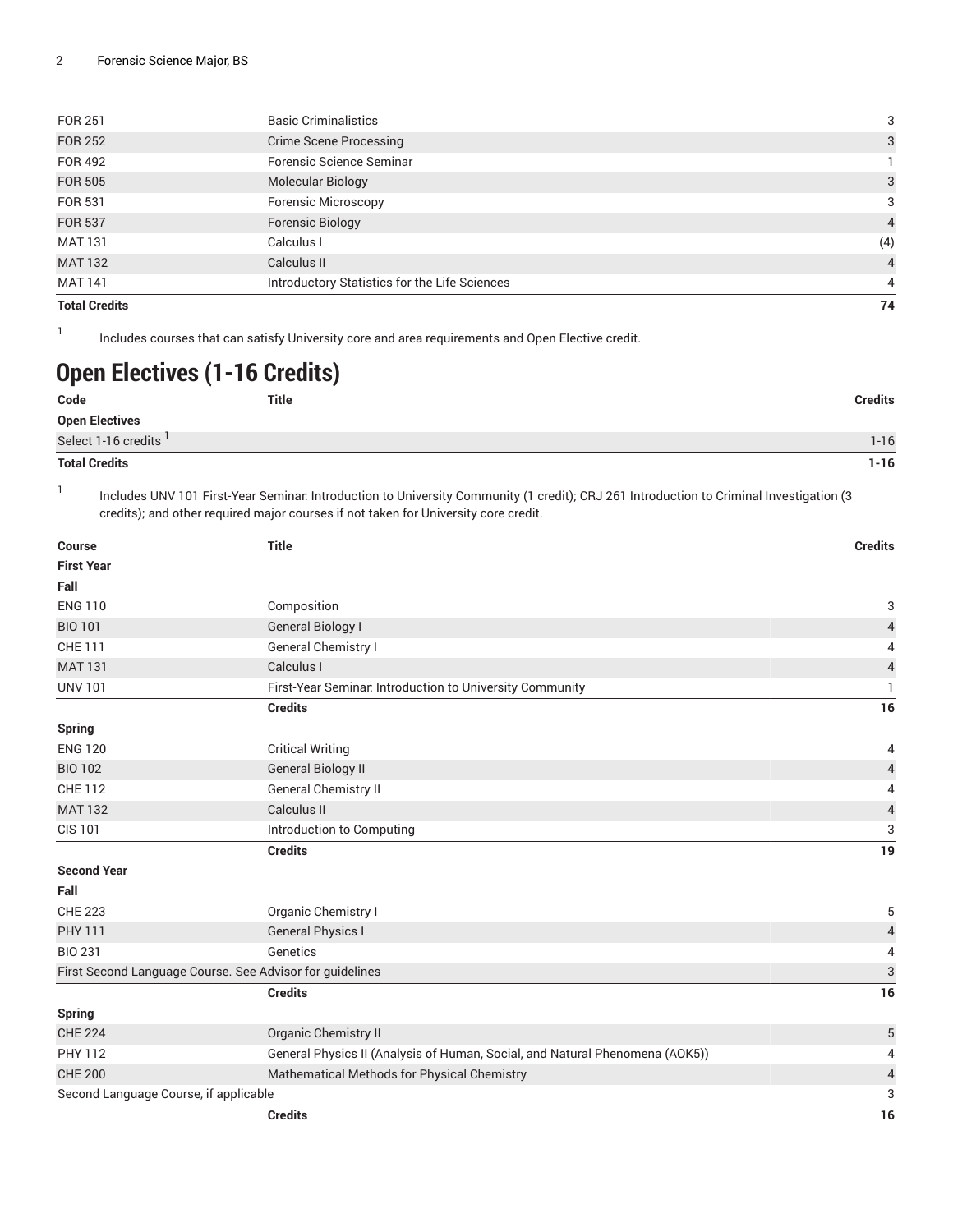| | | |
|---|---|---|
| FOR 251 | Basic Criminalistics | 3 |
| FOR 252 | Crime Scene Processing | 3 |
| FOR 492 | Forensic Science Seminar | 1 |
| FOR 505 | Molecular Biology | 3 |
| FOR 531 | Forensic Microscopy | 3 |
| FOR 537 | Forensic Biology | 4 |
| MAT 131 | Calculus I | (4) |
| MAT 132 | Calculus II | 4 |
| MAT 141 | Introductory Statistics for the Life Sciences | 4 |
| **Total Credits** | | **74** |

1 Includes courses that can satisfy University core and area requirements and Open Elective credit.

# Open Electives (1-16 Credits)

| Code | Title | Credits |
|---|---|---|
| **Open Electives** | | |
| Select 1-16 credits [1] | | 1-16 |
| **Total Credits** | | **1-16** |

1 Includes UNV 101 First-Year Seminar: Introduction to University Community (1 credit); CRJ 261 Introduction to Criminal Investigation (3 credits); and other required major courses if not taken for University core credit.

| Course | Title | Credits |
|---|---|---|
| **First Year** | | |
| **Fall** | | |
| ENG 110 | Composition | 3 |
| BIO 101 | General Biology I | 4 |
| CHE 111 | General Chemistry I | 4 |
| MAT 131 | Calculus I | 4 |
| UNV 101 | First-Year Seminar: Introduction to University Community | 1 |
| | **Credits** | **16** |
| **Spring** | | |
| ENG 120 | Critical Writing | 4 |
| BIO 102 | General Biology II | 4 |
| CHE 112 | General Chemistry II | 4 |
| MAT 132 | Calculus II | 4 |
| CIS 101 | Introduction to Computing | 3 |
| | **Credits** | **19** |
| **Second Year** | | |
| **Fall** | | |
| CHE 223 | Organic Chemistry I | 5 |
| PHY 111 | General Physics I | 4 |
| BIO 231 | Genetics | 4 |
| First Second Language Course. See Advisor for guidelines | | 3 |
| | **Credits** | **16** |
| **Spring** | | |
| CHE 224 | Organic Chemistry II | 5 |
| PHY 112 | General Physics II (Analysis of Human, Social, and Natural Phenomena (AOK5)) | 4 |
| CHE 200 | Mathematical Methods for Physical Chemistry | 4 |
| Second Language Course, if applicable | | 3 |
| | **Credits** | **16** |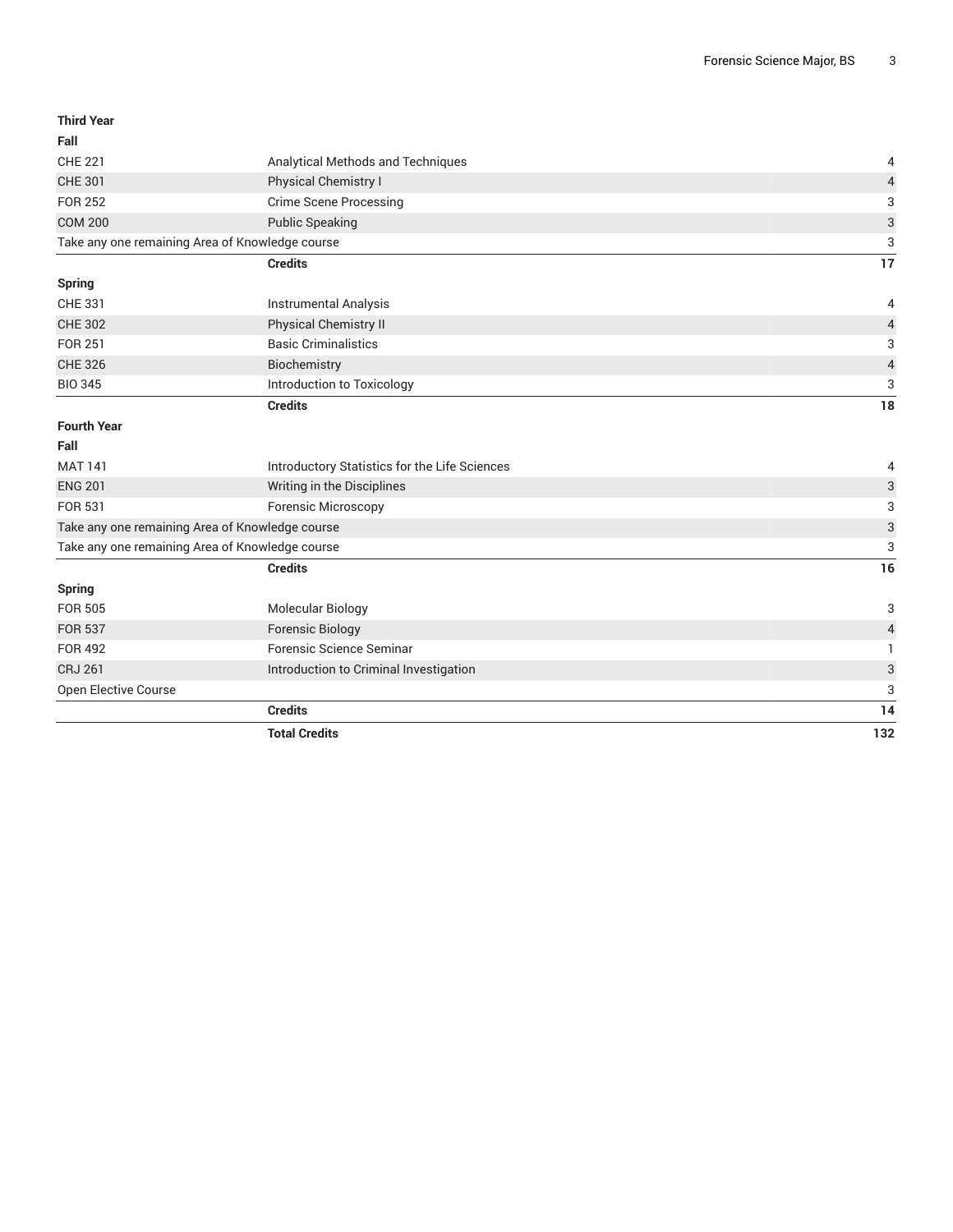| | | |
|---|---|---|
| **Third Year** | | |
| **Fall** | | |
| CHE 221 | Analytical Methods and Techniques | 4 |
| CHE 301 | Physical Chemistry I | 4 |
| FOR 252 | Crime Scene Processing | 3 |
| COM 200 | Public Speaking | 3 |
| Take any one remaining Area of Knowledge course | | 3 |
| | **Credits** | **17** |
| **Spring** | | |
| CHE 331 | Instrumental Analysis | 4 |
| CHE 302 | Physical Chemistry II | 4 |
| FOR 251 | Basic Criminalistics | 3 |
| CHE 326 | Biochemistry | 4 |
| BIO 345 | Introduction to Toxicology | 3 |
| | **Credits** | **18** |
| **Fourth Year** | | |
| **Fall** | | |
| MAT 141 | Introductory Statistics for the Life Sciences | 4 |
| ENG 201 | Writing in the Disciplines | 3 |
| FOR 531 | Forensic Microscopy | 3 |
| Take any one remaining Area of Knowledge course | | 3 |
| Take any one remaining Area of Knowledge course | | 3 |
| | **Credits** | **16** |
| **Spring** | | |
| FOR 505 | Molecular Biology | 3 |
| FOR 537 | Forensic Biology | 4 |
| FOR 492 | Forensic Science Seminar | 1 |
| CRJ 261 | Introduction to Criminal Investigation | 3 |
| Open Elective Course | | 3 |
| | **Credits** | **14** |
| | **Total Credits** | **132** |